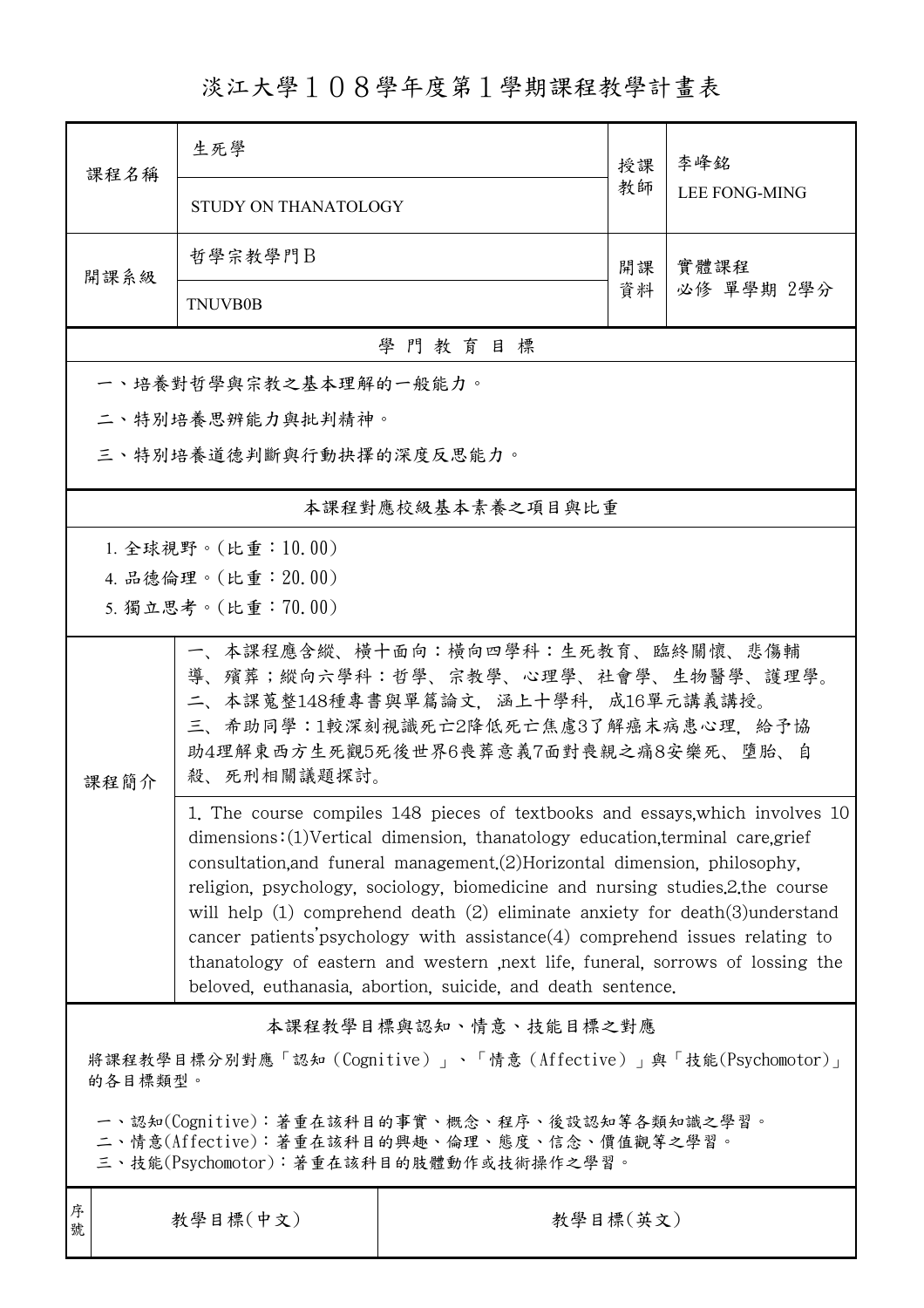# 淡江大學１０８學年度第１學期課程教學計畫表

| | | | |
|---|---|---|---|
| 課程名稱 | 生死學<br>STUDY ON THANATOLOGY | 授課教師 | 李峰銘<br>LEE FONG-MING |
| 開課系級 | 哲學宗教學門B<br>TNUVB0B | 開課資料 | 實體課程<br>必修 單學期 2學分 |

## 學 門 教 育 目 標

一、培養對哲學與宗教之基本理解的一般能力。

二、特別培養思辨能力與批判精神。

三、特別培養道德判斷與行動抉擇的深度反思能力。

## 本課程對應校級基本素養之項目與比重

1. 全球視野。(比重：10.00)
4. 品德倫理。(比重：20.00)
5. 獨立思考。(比重：70.00)

## 課程簡介

一、本課程應含縱、橫十面向：橫向四學科：生死教育、臨終關懷、悲傷輔導、殯葬；縱向六學科：哲學、宗教學、心理學、社會學、生物醫學、護理學。
二、本課蒐整148種專書與單篇論文，涵上十學科，成16單元講義講授。
三、希助同學：1較深刻視識死亡2降低死亡焦慮3了解癌末病患心理，給予協助4理解東西方生死觀5死後世界6喪葬意義7面對喪親之痛8安樂死、墮胎、自殺、死刑相關議題探討。

1. The course compiles 148 pieces of textbooks and essays,which involves 10 dimensions:(1)Vertical dimension, thanatology education,terminal care,grief consultation,and funeral management.(2)Horizontal dimension, philosophy, religion, psychology, sociology, biomedicine and nursing studies.2.the course will help (1) comprehend death (2) eliminate anxiety for death(3)understand cancer patients'psychology with assistance(4) comprehend issues relating to thanatology of eastern and western ,next life, funeral, sorrows of lossing the beloved, euthanasia, abortion, suicide, and death sentence.

## 本課程教學目標與認知、情意、技能目標之對應

將課程教學目標分別對應「認知（Cognitive）」、「情意（Affective）」與「技能(Psychomotor)」的各目標類型。

一、認知(Cognitive)：著重在該科目的事實、概念、程序、後設認知等各類知識之學習。
二、情意(Affective)：著重在該科目的興趣、倫理、態度、信念、價值觀等之學習。
三、技能(Psychomotor)：著重在該科目的肢體動作或技術操作之學習。

| 序號 | 教學目標(中文) | 教學目標(英文) |
|---|---|---|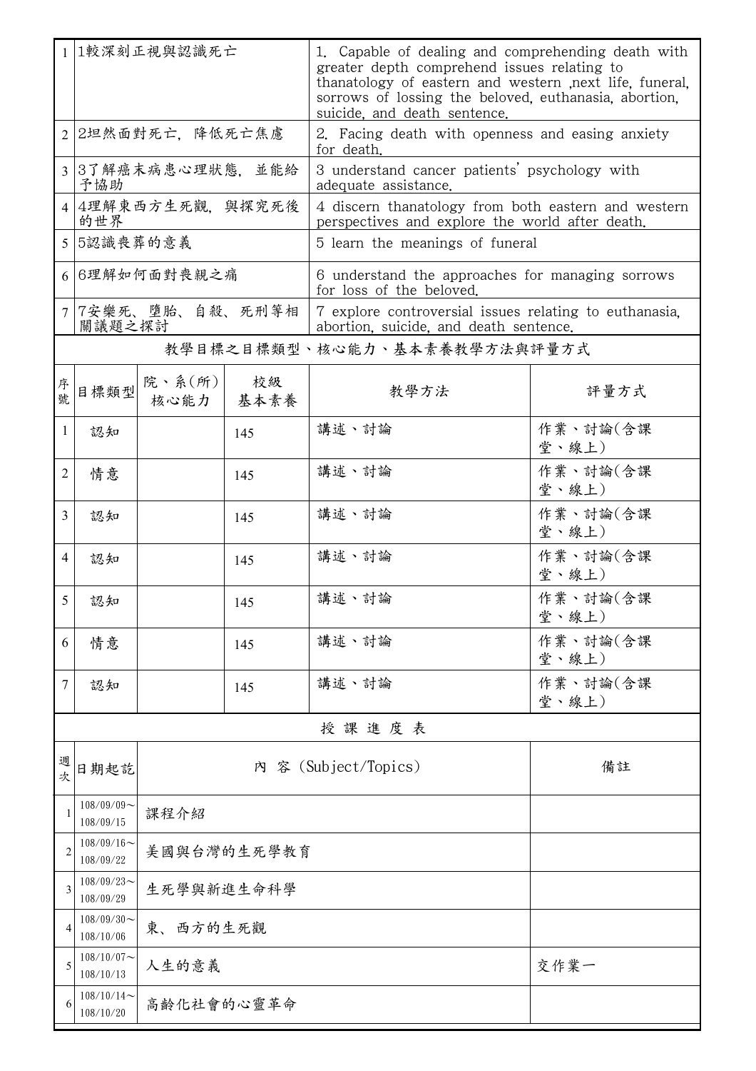| | | |
|---|---|---|
| 1 | 1較深刻正視與認識死亡 | 1. Capable of dealing and comprehending death with greater depth comprehend issues relating to thanatology of eastern and western ,next life, funeral, sorrows of lossing the beloved, euthanasia, abortion, suicide, and death sentence. |
| 2 | 2坦然面對死亡，降低死亡焦慮 | 2. Facing death with openness and easing anxiety for death. |
| 3 | 3了解癌末病患心理狀態，並能給予協助 | 3 understand cancer patients' psychology with adequate assistance. |
| 4 | 4理解東西方生死觀，與探究死後的世界 | 4 discern thanatology from both eastern and western perspectives and explore the world after death. |
| 5 | 5認識喪葬的意義 | 5 learn the meanings of funeral |
| 6 | 6理解如何面對喪親之痛 | 6 understand the approaches for managing sorrows for loss of the beloved. |
| 7 | 7安樂死、墮胎、自殺、死刑等相關議題之探討 | 7 explore controversial issues relating to euthanasia, abortion, suicide, and death sentence. |

## 教學目標之目標類型、核心能力、基本素養教學方法與評量方式

| 序號 | 目標類型 | 院、系(所)核心能力 | 校級基本素養 | 教學方法 | 評量方式 |
|---|---|---|---|---|---|
| 1 | 認知 | | 145 | 講述、討論 | 作業、討論(含課堂、線上) |
| 2 | 情意 | | 145 | 講述、討論 | 作業、討論(含課堂、線上) |
| 3 | 認知 | | 145 | 講述、討論 | 作業、討論(含課堂、線上) |
| 4 | 認知 | | 145 | 講述、討論 | 作業、討論(含課堂、線上) |
| 5 | 認知 | | 145 | 講述、討論 | 作業、討論(含課堂、線上) |
| 6 | 情意 | | 145 | 講述、討論 | 作業、討論(含課堂、線上) |
| 7 | 認知 | | 145 | 講述、討論 | 作業、討論(含課堂、線上) |

## 授課進度表

| 週次 | 日期起訖 | 內 容 (Subject/Topics) | 備註 |
|---|---|---|---|
| 1 | 108/09/09～108/09/15 | 課程介紹 | |
| 2 | 108/09/16～108/09/22 | 美國與台灣的生死學教育 | |
| 3 | 108/09/23～108/09/29 | 生死學與新進生命科學 | |
| 4 | 108/09/30～108/10/06 | 東、西方的生死觀 | |
| 5 | 108/10/07～108/10/13 | 人生的意義 | 交作業一 |
| 6 | 108/10/14～108/10/20 | 高齡化社會的心靈革命 | |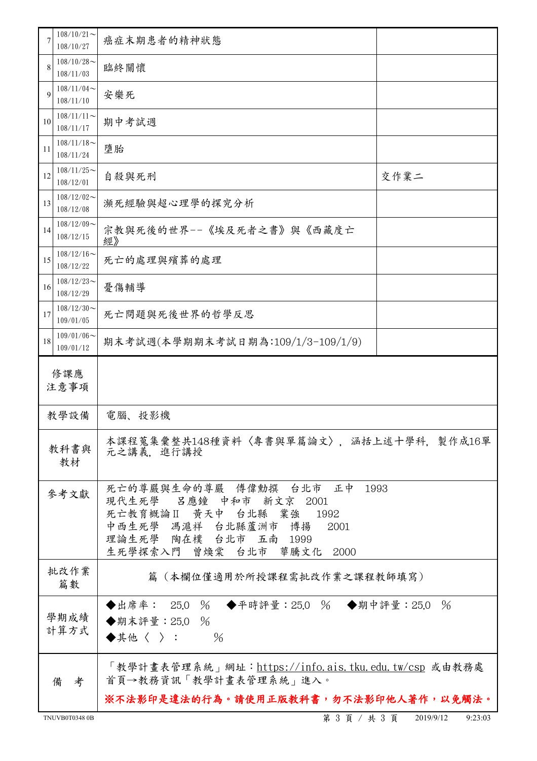| | | | |
|---|---|---|---|
| 7 | 108/10/21～108/10/27 | 癌症末期患者的精神狀態 | |
| 8 | 108/10/28～108/11/03 | 臨終關懷 | |
| 9 | 108/11/04～108/11/10 | 安樂死 | |
| 10 | 108/11/11～108/11/17 | 期中考試週 | |
| 11 | 108/11/18～108/11/24 | 墮胎 | |
| 12 | 108/11/25～108/12/01 | 自殺與死刑 | 交作業二 |
| 13 | 108/12/02～108/12/08 | 瀕死經驗與超心理學的探究分析 | |
| 14 | 108/12/09～108/12/15 | 宗教與死後的世界--《埃及死者之書》與《西藏度亡經》 | |
| 15 | 108/12/16～108/12/22 | 死亡的處理與殯葬的處理 | |
| 16 | 108/12/23～108/12/29 | 憂傷輔導 | |
| 17 | 108/12/30～109/01/05 | 死亡問題與死後世界的哲學反思 | |
| 18 | 109/01/06～109/01/12 | 期末考試週(本學期期末考試日期為:109/1/3-109/1/9) | |

| | |
|---|---|
| 修課應注意事項 | |
| 教學設備 | 電腦、投影機 |
| 教科書與教材 | 本課程蒐集彙整共148種資料〈專書與單篇論文〉，涵括上述十學科，製作成16單元之講義，進行講授 |
| 參考文獻 | 死亡的尊嚴與生命的尊嚴　傅偉勳撰　台北市　正中　1993<br>現代生死學　呂應鐘　中和市　新文京　2001<br>死亡教育概論Ⅱ　黃天中　台北縣　業強　1992<br>中西生死學　馮滬祥　台北縣蘆洲市　博揚　2001<br>理論生死學　陶在樸　台北市　五南　1999<br>生死學探索入門　曾煥棠　台北市　華騰文化　2000 |
| 批改作業篇數 | 篇（本欄位僅適用於所授課程需批改作業之課程教師填寫） |
| 學期成績計算方式 | ◆出席率：　25.0　%　◆平時評量：25.0　%　◆期中評量：25.0　%<br>◆期末評量：25.0　%<br>◆其他〈 〉：　　% |
| 備　考 | 「教學計畫表管理系統」網址：https://info.ais.tku.edu.tw/csp 或由教務處首頁→教務資訊「教學計畫表管理系統」進入。<br>**※不法影印是違法的行為。請使用正版教科書，勿不法影印他人著作，以免觸法。** |

TNUVB0T0348 0B　　2019/9/12　9:23:03